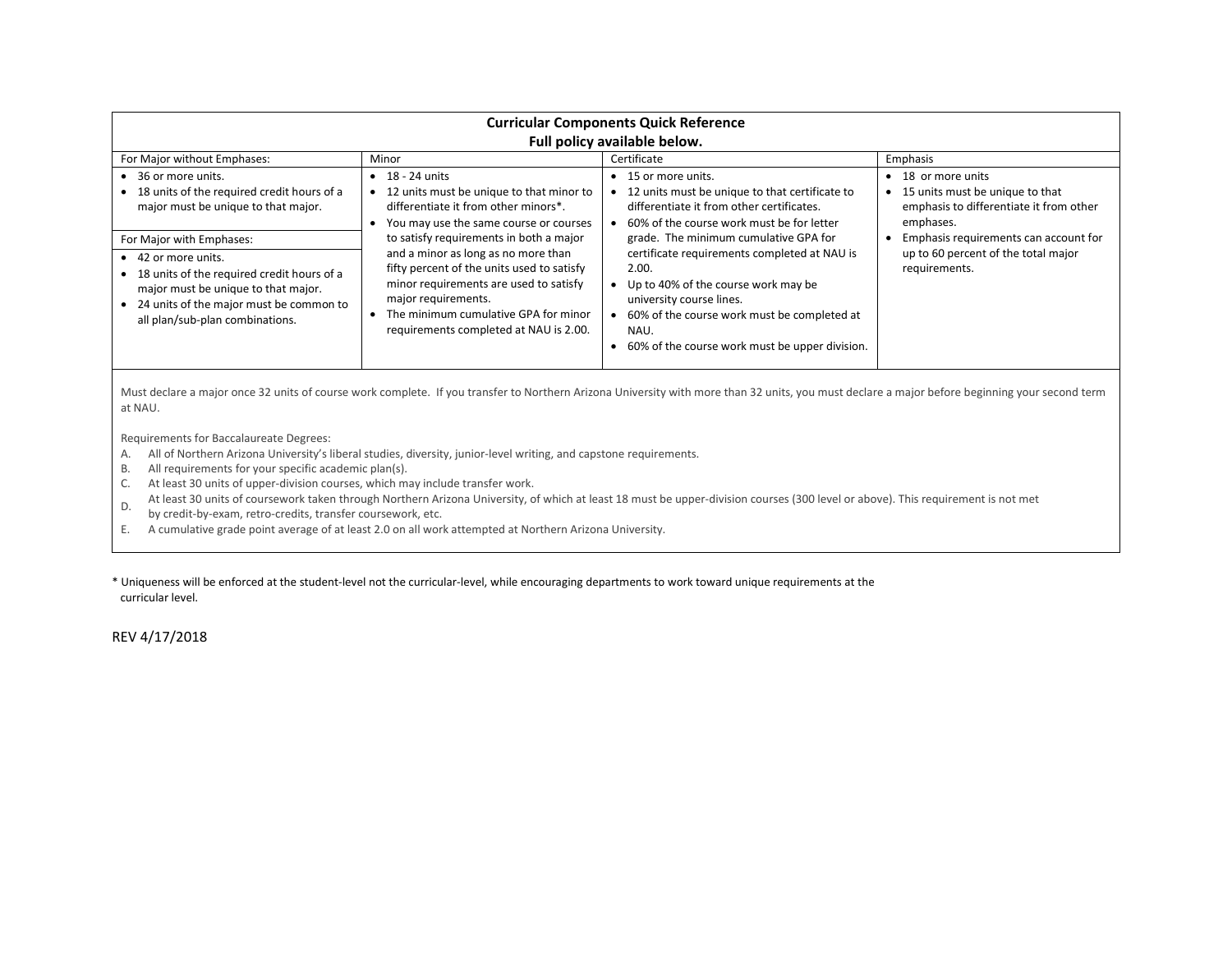| **Curricular Components Quick Reference<br>Full policy available below.** | | | |
|---|---|---|---|
| For Major without Emphases: | Minor | Certificate | Emphasis |
| • 36 or more units.<br>• 18 units of the required credit hours of a major must be unique to that major.<br><br>For Major with Emphases:<br>• 42 or more units.<br>• 18 units of the required credit hours of a major must be unique to that major.<br>• 24 units of the major must be common to all plan/sub-plan combinations. | • 18 - 24 units<br>• 12 units must be unique to that minor to differentiate it from other minors*.<br>• You may use the same course or courses to satisfy requirements in both a major and a minor as long as no more than fifty percent of the units used to satisfy minor requirements are used to satisfy major requirements.<br>• The minimum cumulative GPA for minor requirements completed at NAU is 2.00. | • 15 or more units.<br>• 12 units must be unique to that certificate to differentiate it from other certificates.<br>• 60% of the course work must be for letter grade. The minimum cumulative GPA for certificate requirements completed at NAU is 2.00.<br>• Up to 40% of the course work may be university course lines.<br>• 60% of the course work must be completed at NAU.<br>• 60% of the course work must be upper division. | • 18 or more units<br>• 15 units must be unique to that emphasis to differentiate it from other emphases.<br>• Emphasis requirements can account for up to 60 percent of the total major requirements. |

Must declare a major once 32 units of course work complete. If you transfer to Northern Arizona University with more than 32 units, you must declare a major before beginning your second term at NAU.

Requirements for Baccalaureate Degrees:

A. All of Northern Arizona University's liberal studies, diversity, junior-level writing, and capstone requirements.
B. All requirements for your specific academic plan(s).
C. At least 30 units of upper-division courses, which may include transfer work.
D. At least 30 units of coursework taken through Northern Arizona University, of which at least 18 must be upper-division courses (300 level or above). This requirement is not met by credit-by-exam, retro-credits, transfer coursework, etc.
E. A cumulative grade point average of at least 2.0 on all work attempted at Northern Arizona University.

\* Uniqueness will be enforced at the student-level not the curricular-level, while encouraging departments to work toward unique requirements at the curricular level.

REV 4/17/2018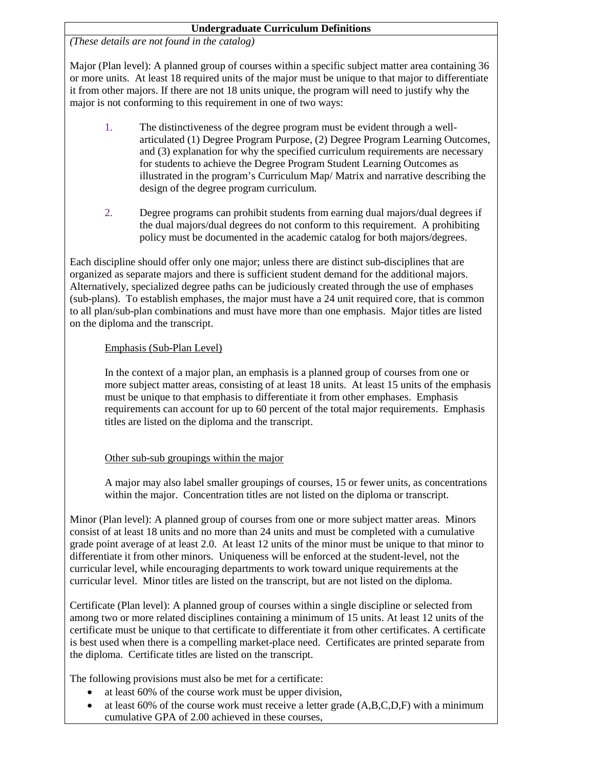## Undergraduate Curriculum Definitions

*(These details are not found in the catalog)*

Major (Plan level): A planned group of courses within a specific subject matter area containing 36 or more units. At least 18 required units of the major must be unique to that major to differentiate it from other majors. If there are not 18 units unique, the program will need to justify why the major is not conforming to this requirement in one of two ways:

1. The distinctiveness of the degree program must be evident through a well-articulated (1) Degree Program Purpose, (2) Degree Program Learning Outcomes, and (3) explanation for why the specified curriculum requirements are necessary for students to achieve the Degree Program Student Learning Outcomes as illustrated in the program's Curriculum Map/ Matrix and narrative describing the design of the degree program curriculum.

2. Degree programs can prohibit students from earning dual majors/dual degrees if the dual majors/dual degrees do not conform to this requirement. A prohibiting policy must be documented in the academic catalog for both majors/degrees.

Each discipline should offer only one major; unless there are distinct sub-disciplines that are organized as separate majors and there is sufficient student demand for the additional majors. Alternatively, specialized degree paths can be judiciously created through the use of emphases (sub-plans). To establish emphases, the major must have a 24 unit required core, that is common to all plan/sub-plan combinations and must have more than one emphasis. Major titles are listed on the diploma and the transcript.

Emphasis (Sub-Plan Level)

In the context of a major plan, an emphasis is a planned group of courses from one or more subject matter areas, consisting of at least 18 units. At least 15 units of the emphasis must be unique to that emphasis to differentiate it from other emphases. Emphasis requirements can account for up to 60 percent of the total major requirements. Emphasis titles are listed on the diploma and the transcript.

Other sub-sub groupings within the major

A major may also label smaller groupings of courses, 15 or fewer units, as concentrations within the major. Concentration titles are not listed on the diploma or transcript.

Minor (Plan level): A planned group of courses from one or more subject matter areas. Minors consist of at least 18 units and no more than 24 units and must be completed with a cumulative grade point average of at least 2.0. At least 12 units of the minor must be unique to that minor to differentiate it from other minors. Uniqueness will be enforced at the student-level, not the curricular level, while encouraging departments to work toward unique requirements at the curricular level. Minor titles are listed on the transcript, but are not listed on the diploma.

Certificate (Plan level): A planned group of courses within a single discipline or selected from among two or more related disciplines containing a minimum of 15 units. At least 12 units of the certificate must be unique to that certificate to differentiate it from other certificates. A certificate is best used when there is a compelling market-place need. Certificates are printed separate from the diploma. Certificate titles are listed on the transcript.

The following provisions must also be met for a certificate:

- at least 60% of the course work must be upper division,
- at least 60% of the course work must receive a letter grade (A,B,C,D,F) with a minimum cumulative GPA of 2.00 achieved in these courses,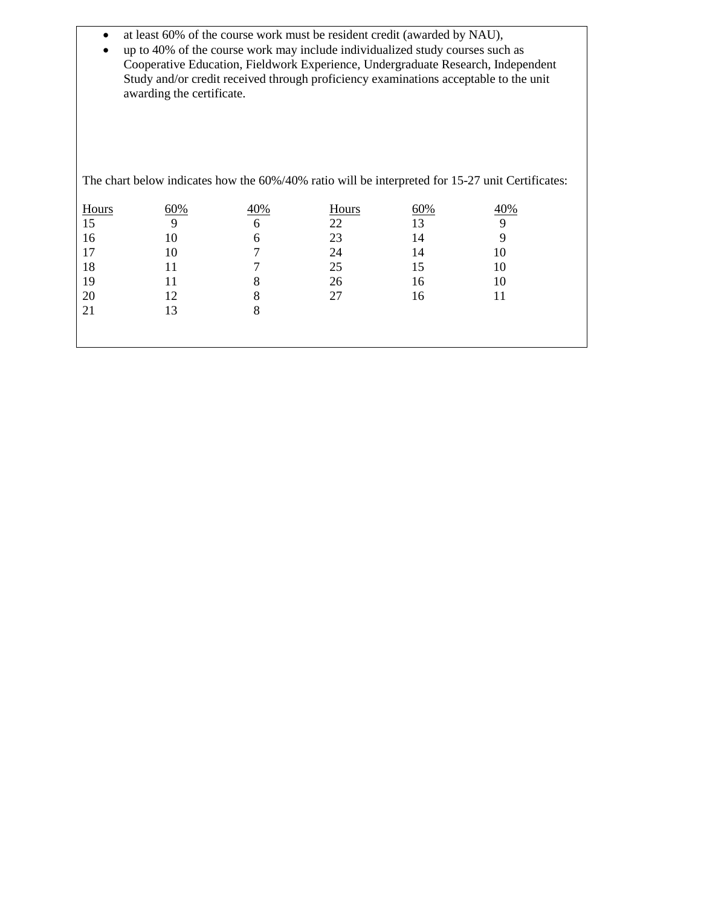- at least 60% of the course work must be resident credit (awarded by NAU),
- up to 40% of the course work may include individualized study courses such as Cooperative Education, Fieldwork Experience, Undergraduate Research, Independent Study and/or credit received through proficiency examinations acceptable to the unit awarding the certificate.

The chart below indicates how the 60%/40% ratio will be interpreted for 15-27 unit Certificates:

| Hours | 60% | 40% | Hours | 60% | 40% |
|---|---|---|---|---|---|
| 15 | 9 | 6 | 22 | 13 | 9 |
| 16 | 10 | 6 | 23 | 14 | 9 |
| 17 | 10 | 7 | 24 | 14 | 10 |
| 18 | 11 | 7 | 25 | 15 | 10 |
| 19 | 11 | 8 | 26 | 16 | 10 |
| 20 | 12 | 8 | 27 | 16 | 11 |
| 21 | 13 | 8 | | | |